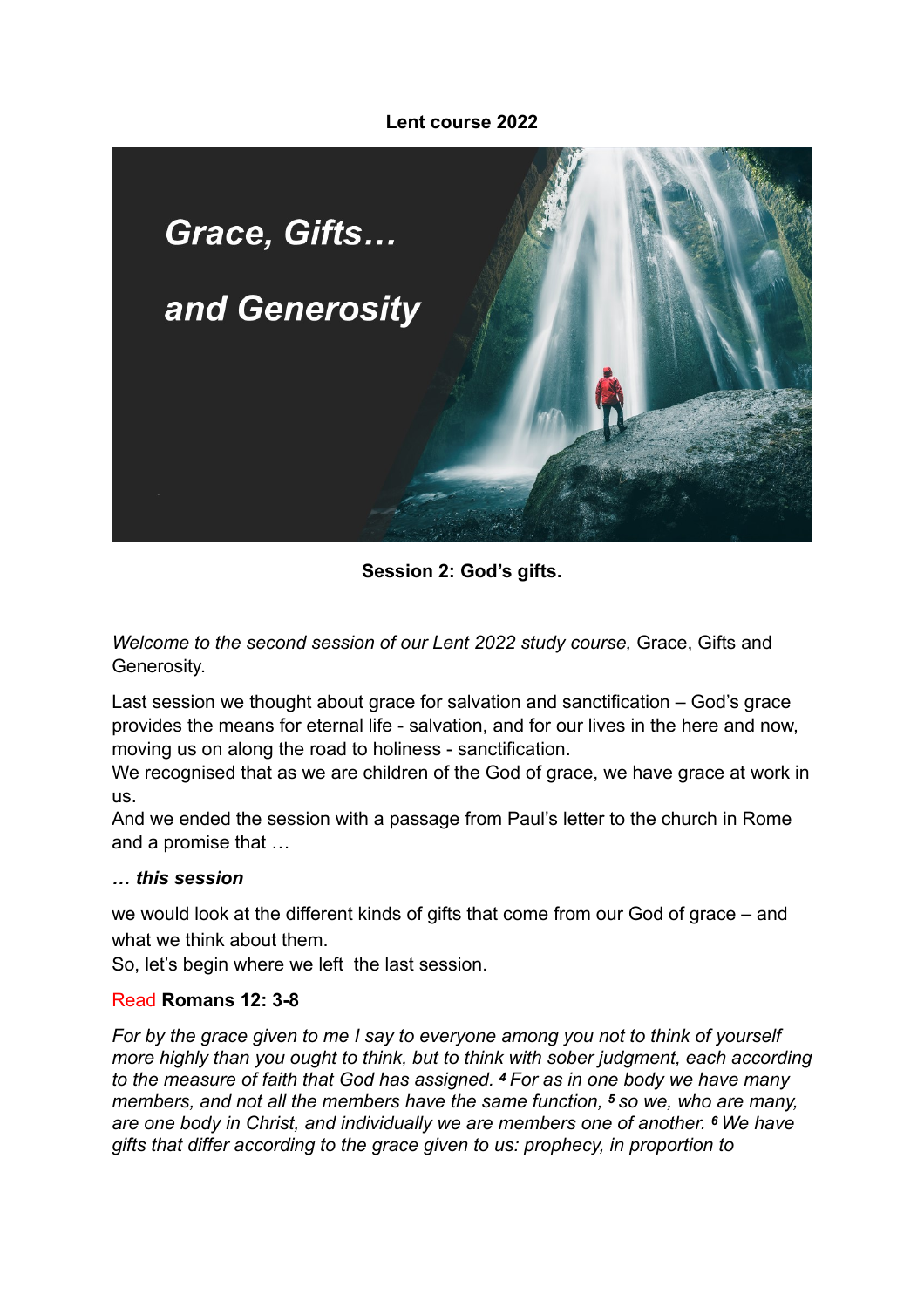**Lent course 2022**

*Grace, Gifts…*

*and Generosity*

**Session 2: God's gifts.**

*Welcome to the second session of our Lent 2022 study course,* Grace, Gifts and Generosity.

Last session we thought about grace for salvation and sanctification – God's grace provides the means for eternal life - salvation, and for our lives in the here and now, moving us on along the road to holiness - sanctification.
We recognised that as we are children of the God of grace, we have grace at work in us.
And we ended the session with a passage from Paul's letter to the church in Rome and a promise that …

***… this session***

we would look at the different kinds of gifts that come from our God of grace – and what we think about them.
So, let's begin where we left the last session.

Read **Romans 12: 3-8**

*For by the grace given to me I say to everyone among you not to think of yourself more highly than you ought to think, but to think with sober judgment, each according to the measure of faith that God has assigned. [4] For as in one body we have many members, and not all the members have the same function, [5] so we, who are many, are one body in Christ, and individually we are members one of another. [6] We have gifts that differ according to the grace given to us: prophecy, in proportion to*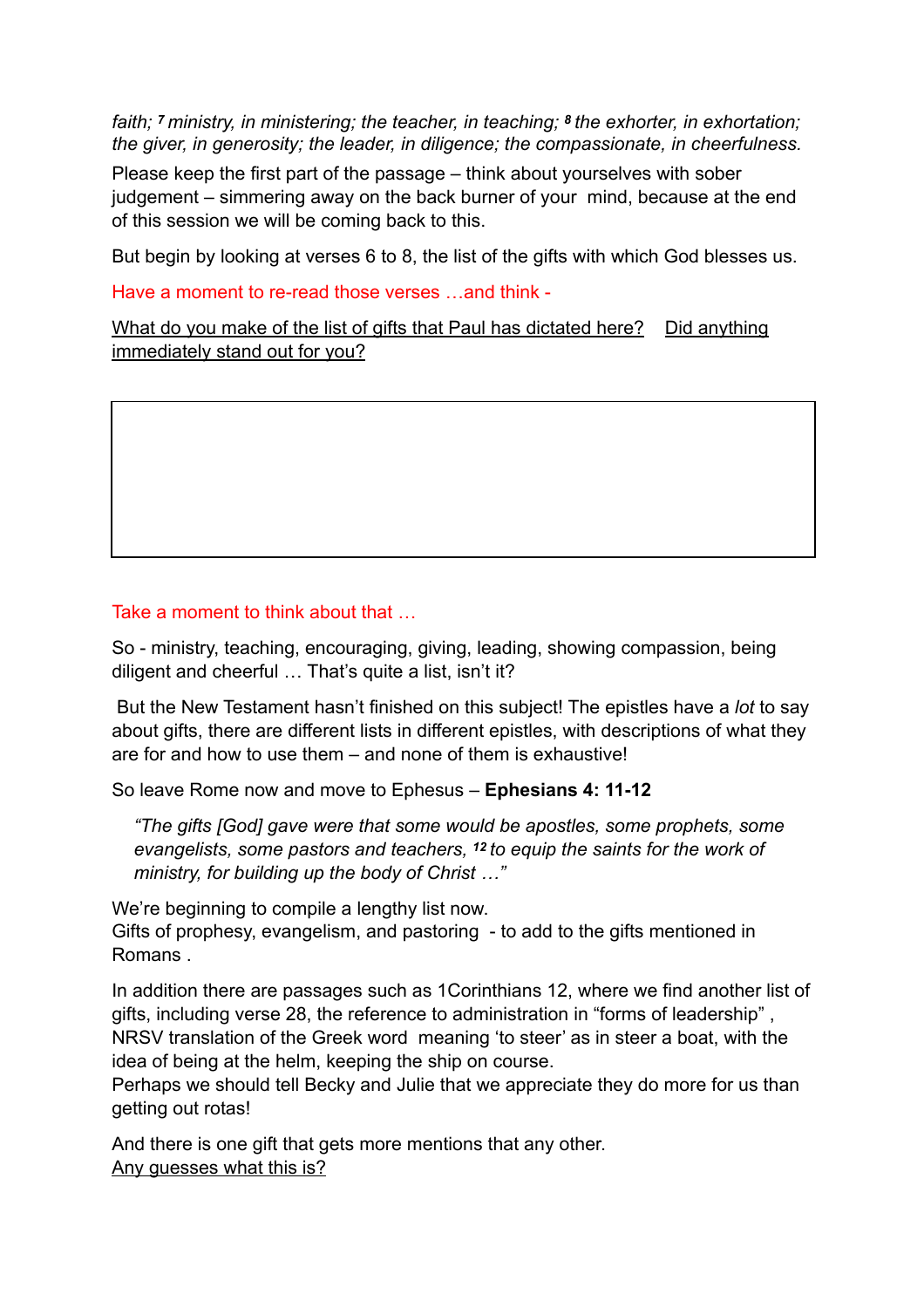*faith; [7] ministry, in ministering; the teacher, in teaching; [8] the exhorter, in exhortation; the giver, in generosity; the leader, in diligence; the compassionate, in cheerfulness.*

Please keep the first part of the passage – think about yourselves with sober judgement – simmering away on the back burner of your mind, because at the end of this session we will be coming back to this.

But begin by looking at verses 6 to 8, the list of the gifts with which God blesses us.

Have a moment to re-read those verses …and think -

<u>What do you make of the list of gifts that Paul has dictated here?</u> <u>Did anything immediately stand out for you?</u>

| |
|---|
| |

Take a moment to think about that …

So - ministry, teaching, encouraging, giving, leading, showing compassion, being diligent and cheerful … That's quite a list, isn't it?

But the New Testament hasn't finished on this subject! The epistles have a *lot* to say about gifts, there are different lists in different epistles, with descriptions of what they are for and how to use them – and none of them is exhaustive!

So leave Rome now and move to Ephesus – **Ephesians 4: 11-12**

> *"The gifts [God] gave were that some would be apostles, some prophets, some evangelists, some pastors and teachers, [12] to equip the saints for the work of ministry, for building up the body of Christ …"*

We're beginning to compile a lengthy list now.
Gifts of prophesy, evangelism, and pastoring - to add to the gifts mentioned in Romans .

In addition there are passages such as 1Corinthians 12, where we find another list of gifts, including verse 28, the reference to administration in "forms of leadership" , NRSV translation of the Greek word meaning 'to steer' as in steer a boat, with the idea of being at the helm, keeping the ship on course.
Perhaps we should tell Becky and Julie that we appreciate they do more for us than getting out rotas!

And there is one gift that gets more mentions that any other.
<u>Any guesses what this is?</u>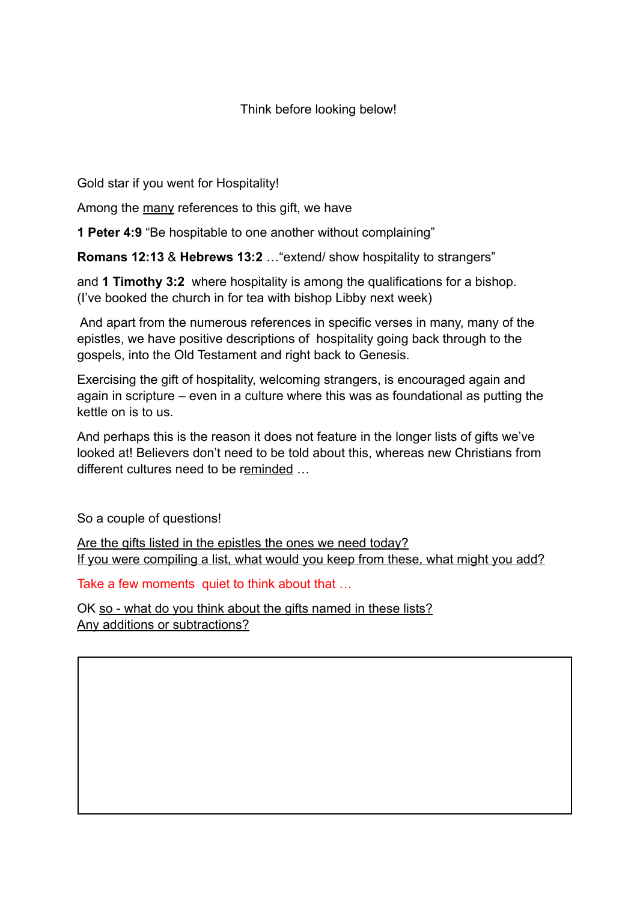Think before looking below!

Gold star if you went for Hospitality!

Among the <u>many</u> references to this gift, we have

**1 Peter 4:9** "Be hospitable to one another without complaining"

**Romans 12:13** & **Hebrews 13:2** …"extend/ show hospitality to strangers"

and **1 Timothy 3:2** where hospitality is among the qualifications for a bishop. (I've booked the church in for tea with bishop Libby next week)

And apart from the numerous references in specific verses in many, many of the epistles, we have positive descriptions of hospitality going back through to the gospels, into the Old Testament and right back to Genesis.

Exercising the gift of hospitality, welcoming strangers, is encouraged again and again in scripture – even in a culture where this was as foundational as putting the kettle on is to us.

And perhaps this is the reason it does not feature in the longer lists of gifts we've looked at! Believers don't need to be told about this, whereas new Christians from different cultures need to be <u>reminded</u> …

So a couple of questions!

<u>Are the gifts listed in the epistles the ones we need today?</u>
<u>If you were compiling a list, what would you keep from these, what might you add?</u>

Take a few moments quiet to think about that …

OK <u>so - what do you think about the gifts named in these lists?</u>
<u>Any additions or subtractions?</u>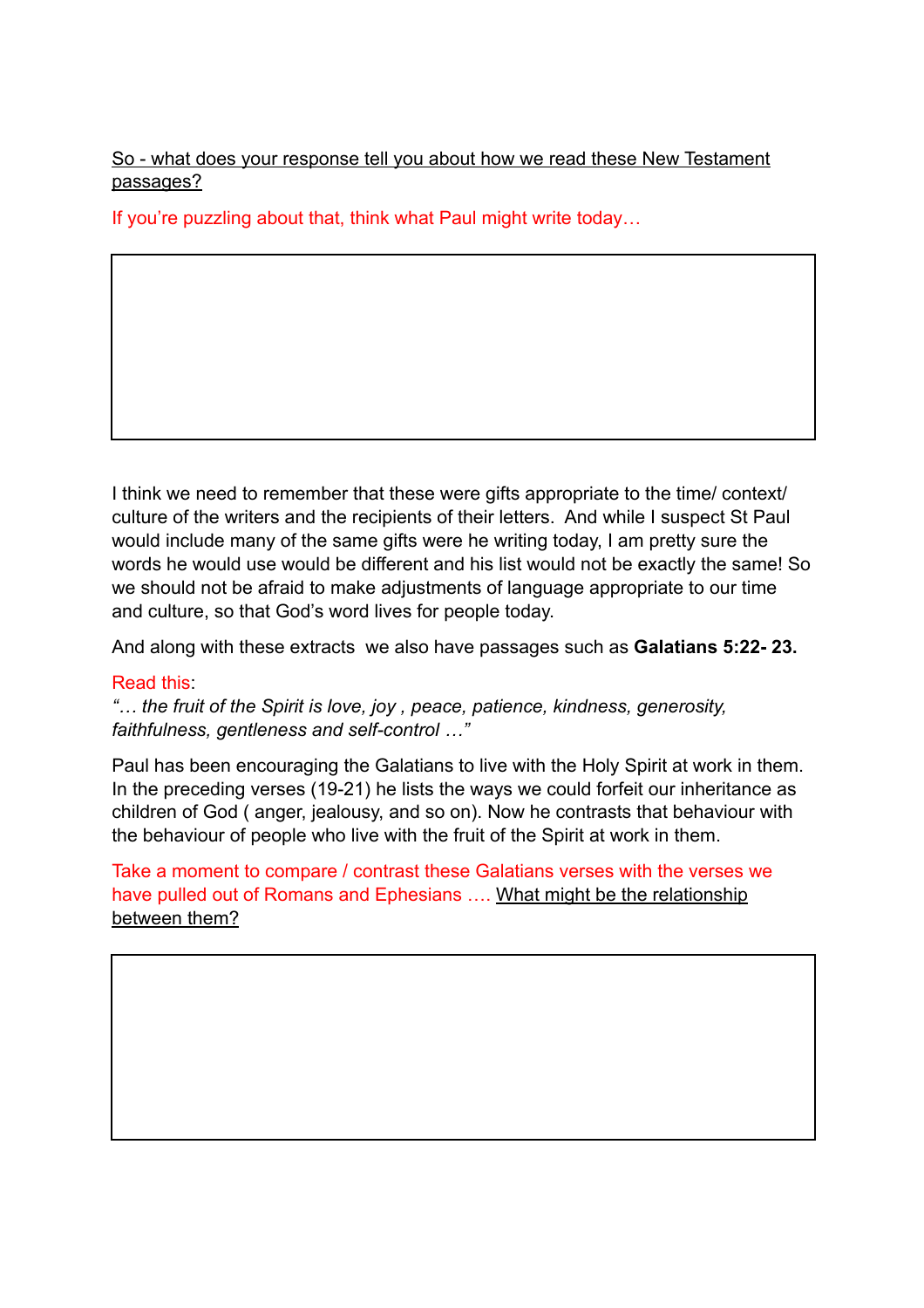<u>So - what does your response tell you about how we read these New Testament passages?</u>

If you're puzzling about that, think what Paul might write today…

I think we need to remember that these were gifts appropriate to the time/ context/ culture of the writers and the recipients of their letters. And while I suspect St Paul would include many of the same gifts were he writing today, I am pretty sure the words he would use would be different and his list would not be exactly the same! So we should not be afraid to make adjustments of language appropriate to our time and culture, so that God's word lives for people today.

And along with these extracts we also have passages such as **Galatians 5:22- 23.**

Read this:
*"… the fruit of the Spirit is love, joy , peace, patience, kindness, generosity, faithfulness, gentleness and self-control …"*

Paul has been encouraging the Galatians to live with the Holy Spirit at work in them. In the preceding verses (19-21) he lists the ways we could forfeit our inheritance as children of God ( anger, jealousy, and so on). Now he contrasts that behaviour with the behaviour of people who live with the fruit of the Spirit at work in them.

Take a moment to compare / contrast these Galatians verses with the verses we have pulled out of Romans and Ephesians …. <u>What might be the relationship between them?</u>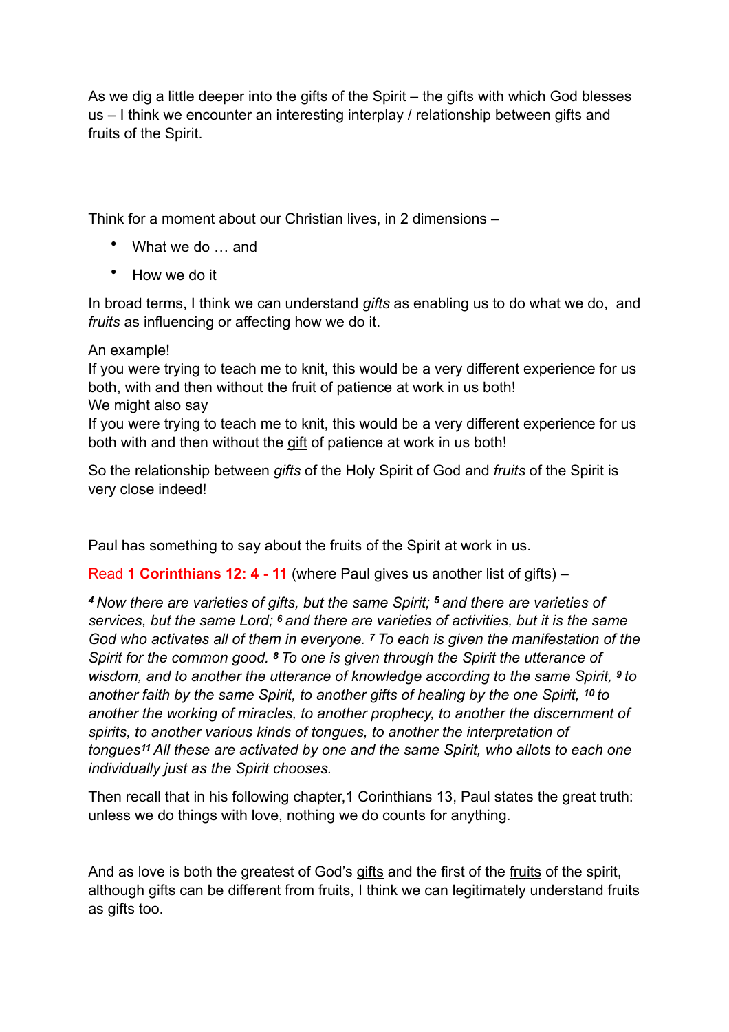As we dig a little deeper into the gifts of the Spirit – the gifts with which God blesses us – I think we encounter an interesting interplay / relationship between gifts and fruits of the Spirit.

Think for a moment about our Christian lives, in 2 dimensions –

- What we do … and
- How we do it

In broad terms, I think we can understand *gifts* as enabling us to do what we do, and *fruits* as influencing or affecting how we do it.

An example!
If you were trying to teach me to knit, this would be a very different experience for us both, with and then without the <u>fruit</u> of patience at work in us both!
We might also say
If you were trying to teach me to knit, this would be a very different experience for us both with and then without the <u>gift</u> of patience at work in us both!

So the relationship between *gifts* of the Holy Spirit of God and *fruits* of the Spirit is very close indeed!

Paul has something to say about the fruits of the Spirit at work in us.

Read **1 Corinthians 12: 4 - 11** (where Paul gives us another list of gifts) –

*[4] Now there are varieties of gifts, but the same Spirit; [5] and there are varieties of services, but the same Lord; [6] and there are varieties of activities, but it is the same God who activates all of them in everyone. [7] To each is given the manifestation of the Spirit for the common good. [8] To one is given through the Spirit the utterance of wisdom, and to another the utterance of knowledge according to the same Spirit, [9] to another faith by the same Spirit, to another gifts of healing by the one Spirit, [10] to another the working of miracles, to another prophecy, to another the discernment of spirits, to another various kinds of tongues, to another the interpretation of tongues[11] All these are activated by one and the same Spirit, who allots to each one individually just as the Spirit chooses.*

Then recall that in his following chapter,1 Corinthians 13, Paul states the great truth: unless we do things with love, nothing we do counts for anything.

And as love is both the greatest of God's <u>gifts</u> and the first of the <u>fruits</u> of the spirit, although gifts can be different from fruits, I think we can legitimately understand fruits as gifts too.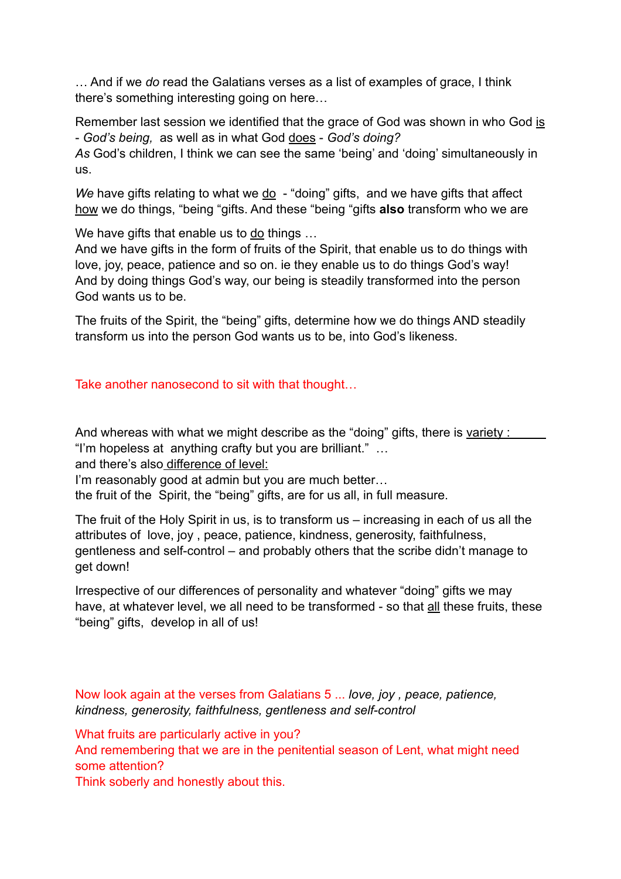… And if we *do* read the Galatians verses as a list of examples of grace, I think there's something interesting going on here…

Remember last session we identified that the grace of God was shown in who God is - *God's being,* as well as in what God does - *God's doing?*
*As* God's children, I think we can see the same 'being' and 'doing' simultaneously in us.

*We* have gifts relating to what we do - "doing" gifts, and we have gifts that affect how we do things, "being "gifts. And these "being "gifts **also** transform who we are

We have gifts that enable us to do things …
And we have gifts in the form of fruits of the Spirit, that enable us to do things with love, joy, peace, patience and so on. ie they enable us to do things God's way!
And by doing things God's way, our being is steadily transformed into the person God wants us to be.

The fruits of the Spirit, the "being" gifts, determine how we do things AND steadily transform us into the person God wants us to be, into God's likeness.

Take another nanosecond to sit with that thought…

And whereas with what we might describe as the "doing" gifts, there is variety :
"I'm hopeless at anything crafty but you are brilliant." …
and there's also difference of level:
I'm reasonably good at admin but you are much better…
the fruit of the Spirit, the "being" gifts, are for us all, in full measure.

The fruit of the Holy Spirit in us, is to transform us – increasing in each of us all the attributes of love, joy , peace, patience, kindness, generosity, faithfulness, gentleness and self-control – and probably others that the scribe didn't manage to get down!

Irrespective of our differences of personality and whatever "doing" gifts we may have, at whatever level, we all need to be transformed - so that all these fruits, these "being" gifts, develop in all of us!

Now look again at the verses from Galatians 5 ... *love, joy , peace, patience, kindness, generosity, faithfulness, gentleness and self-control*

What fruits are particularly active in you?
And remembering that we are in the penitential season of Lent, what might need some attention?
Think soberly and honestly about this.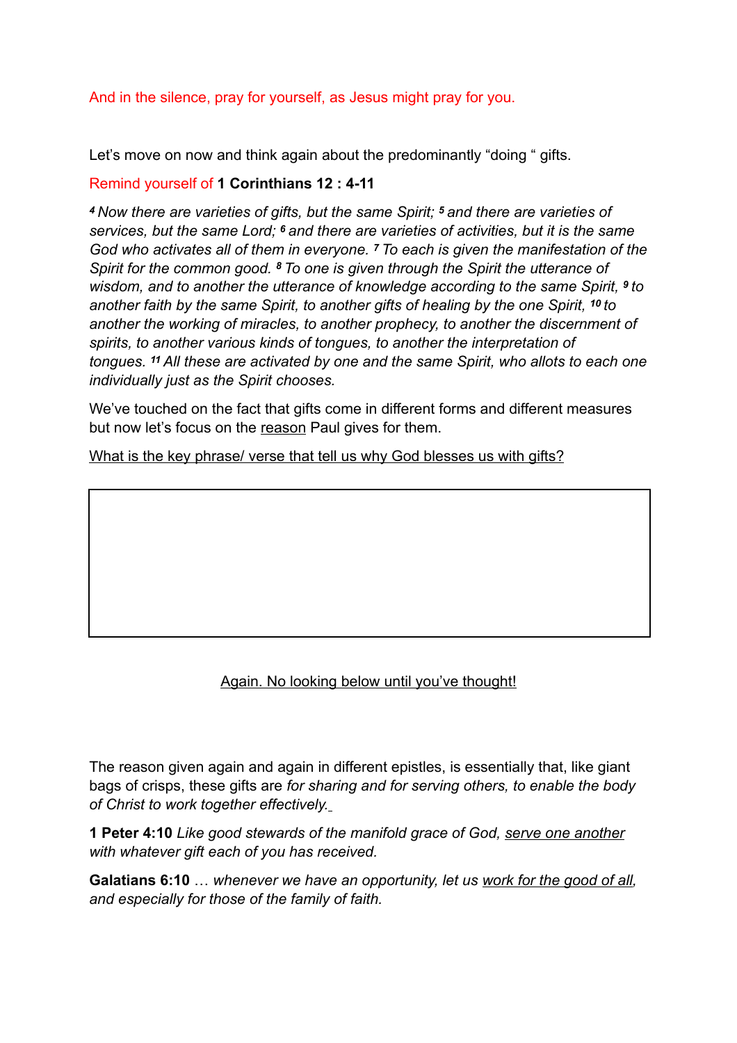And in the silence, pray for yourself, as Jesus might pray for you.

Let's move on now and think again about the predominantly "doing " gifts.

Remind yourself of **1 Corinthians 12 : 4-11**

*[4] Now there are varieties of gifts, but the same Spirit; [5] and there are varieties of services, but the same Lord; [6] and there are varieties of activities, but it is the same God who activates all of them in everyone. [7] To each is given the manifestation of the Spirit for the common good. [8] To one is given through the Spirit the utterance of wisdom, and to another the utterance of knowledge according to the same Spirit, [9] to another faith by the same Spirit, to another gifts of healing by the one Spirit, [10] to another the working of miracles, to another prophecy, to another the discernment of spirits, to another various kinds of tongues, to another the interpretation of tongues. [11] All these are activated by one and the same Spirit, who allots to each one individually just as the Spirit chooses.*

We've touched on the fact that gifts come in different forms and different measures but now let's focus on the <u>reason</u> Paul gives for them.

<u>What is the key phrase/ verse that tell us why God blesses us with gifts?</u>

|   |
|---|
|   |

<u>Again. No looking below until you've thought!</u>

The reason given again and again in different epistles, is essentially that, like giant bags of crisps, these gifts are *for sharing and for serving others, to enable the body of Christ to work together effectively.*

**1 Peter 4:10** *Like good stewards of the manifold grace of God, <u>serve one another</u> with whatever gift each of you has received.*

**Galatians 6:10** … *whenever we have an opportunity, let us <u>work for the good of all</u>, and especially for those of the family of faith.*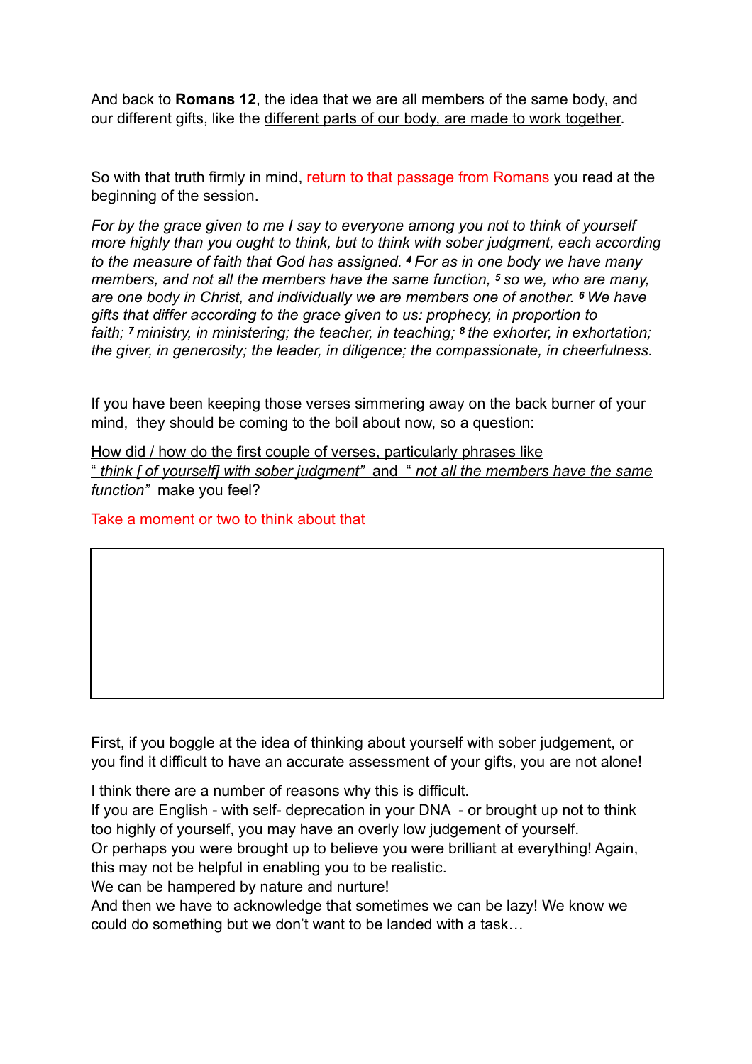And back to **Romans 12**, the idea that we are all members of the same body, and our different gifts, like the <u>different parts of our body, are made to work together</u>.

So with that truth firmly in mind, return to that passage from Romans you read at the beginning of the session.

*For by the grace given to me I say to everyone among you not to think of yourself more highly than you ought to think, but to think with sober judgment, each according to the measure of faith that God has assigned. [4] For as in one body we have many members, and not all the members have the same function, [5] so we, who are many, are one body in Christ, and individually we are members one of another. [6] We have gifts that differ according to the grace given to us: prophecy, in proportion to faith; [7] ministry, in ministering; the teacher, in teaching; [8] the exhorter, in exhortation; the giver, in generosity; the leader, in diligence; the compassionate, in cheerfulness.*

If you have been keeping those verses simmering away on the back burner of your mind, they should be coming to the boil about now, so a question:

<u>How did / how do the first couple of verses, particularly phrases like " *think [ of yourself] with sober judgment"* and " *not all the members have the same function"* make you feel?</u>

Take a moment or two to think about that

First, if you boggle at the idea of thinking about yourself with sober judgement, or you find it difficult to have an accurate assessment of your gifts, you are not alone!

I think there are a number of reasons why this is difficult.
If you are English - with self- deprecation in your DNA - or brought up not to think too highly of yourself, you may have an overly low judgement of yourself.
Or perhaps you were brought up to believe you were brilliant at everything! Again, this may not be helpful in enabling you to be realistic.
We can be hampered by nature and nurture!
And then we have to acknowledge that sometimes we can be lazy! We know we could do something but we don't want to be landed with a task…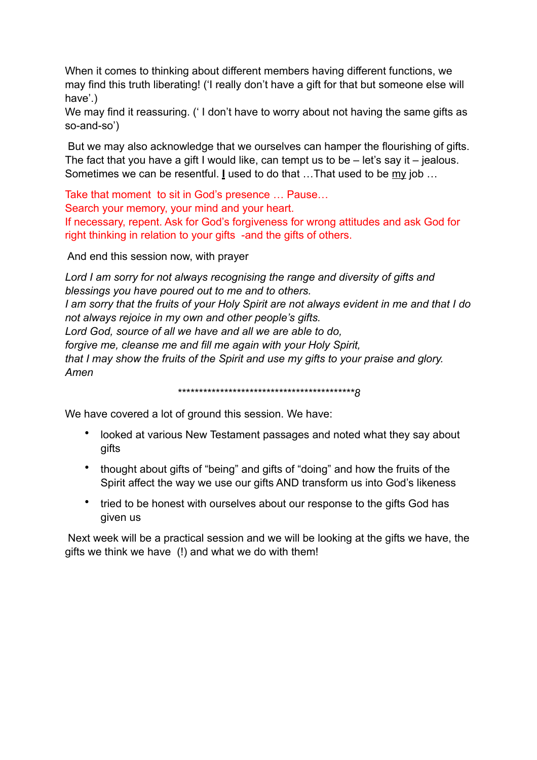When it comes to thinking about different members having different functions, we may find this truth liberating! ('I really don't have a gift for that but someone else will have'.)
We may find it reassuring. (' I don't have to worry about not having the same gifts as so-and-so')

But we may also acknowledge that we ourselves can hamper the flourishing of gifts. The fact that you have a gift I would like, can tempt us to be – let's say it – jealous. Sometimes we can be resentful. **I** used to do that …That used to be my job …

Take that moment to sit in God's presence … Pause…
Search your memory, your mind and your heart.
If necessary, repent. Ask for God's forgiveness for wrong attitudes and ask God for right thinking in relation to your gifts -and the gifts of others.

And end this session now, with prayer

*Lord I am sorry for not always recognising the range and diversity of gifts and blessings you have poured out to me and to others.*
*I am sorry that the fruits of your Holy Spirit are not always evident in me and that I do not always rejoice in my own and other people's gifts.*
*Lord God, source of all we have and all we are able to do,*
*forgive me, cleanse me and fill me again with your Holy Spirit,*
*that I may show the fruits of the Spirit and use my gifts to your praise and glory.*
*Amen*

*******************************************8

We have covered a lot of ground this session. We have:

- looked at various New Testament passages and noted what they say about gifts
- thought about gifts of "being" and gifts of "doing" and how the fruits of the Spirit affect the way we use our gifts AND transform us into God's likeness
- tried to be honest with ourselves about our response to the gifts God has given us

Next week will be a practical session and we will be looking at the gifts we have, the gifts we think we have (!) and what we do with them!